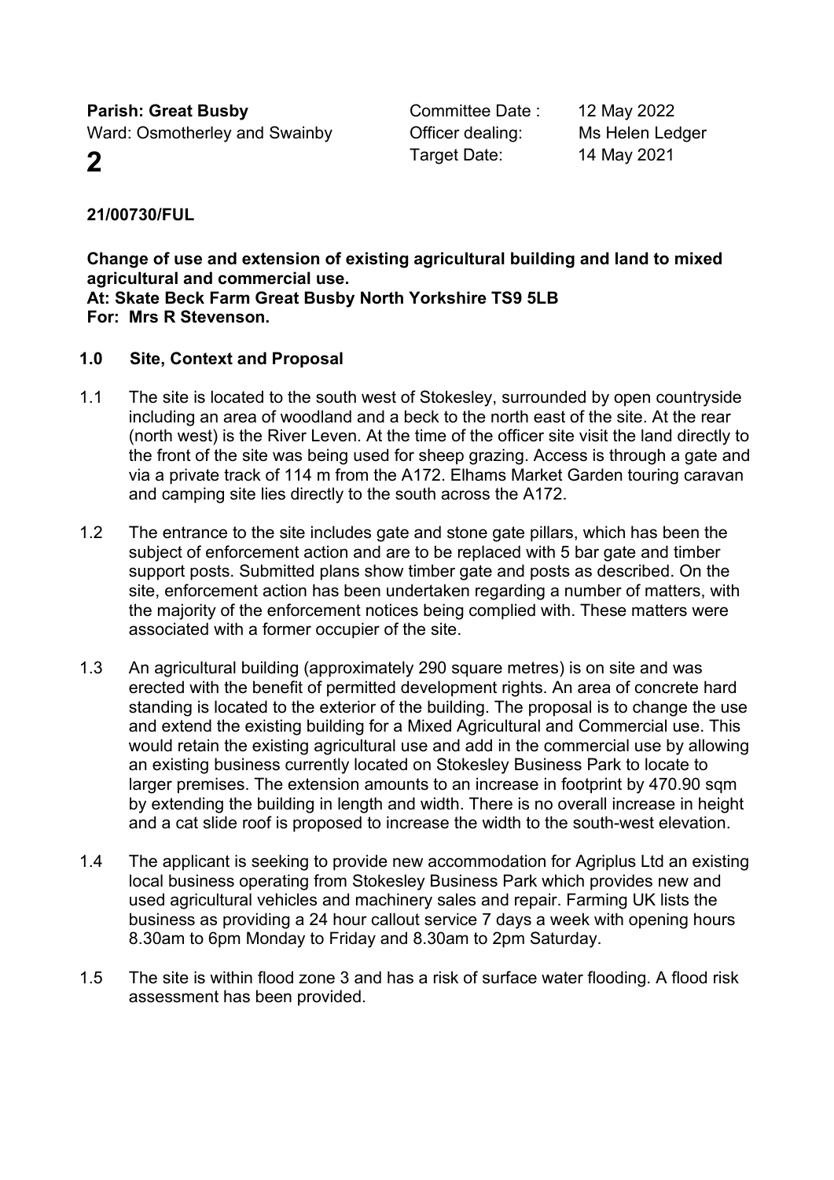| | | |
|---|---|---|
| **Parish: Great Busby** | Committee Date : | 12 May 2022 |
| Ward: Osmotherley and Swainby | Officer dealing: | Ms Helen Ledger |
| **2** | Target Date: | 14 May 2021 |

**21/00730/FUL**

**Change of use and extension of existing agricultural building and land to mixed agricultural and commercial use.**
**At: Skate Beck Farm Great Busby North Yorkshire TS9 5LB**
**For: Mrs R Stevenson.**

## 1.0 Site, Context and Proposal

1.1 The site is located to the south west of Stokesley, surrounded by open countryside including an area of woodland and a beck to the north east of the site. At the rear (north west) is the River Leven. At the time of the officer site visit the land directly to the front of the site was being used for sheep grazing. Access is through a gate and via a private track of 114 m from the A172. Elhams Market Garden touring caravan and camping site lies directly to the south across the A172.

1.2 The entrance to the site includes gate and stone gate pillars, which has been the subject of enforcement action and are to be replaced with 5 bar gate and timber support posts. Submitted plans show timber gate and posts as described. On the site, enforcement action has been undertaken regarding a number of matters, with the majority of the enforcement notices being complied with. These matters were associated with a former occupier of the site.

1.3 An agricultural building (approximately 290 square metres) is on site and was erected with the benefit of permitted development rights. An area of concrete hard standing is located to the exterior of the building. The proposal is to change the use and extend the existing building for a Mixed Agricultural and Commercial use. This would retain the existing agricultural use and add in the commercial use by allowing an existing business currently located on Stokesley Business Park to locate to larger premises. The extension amounts to an increase in footprint by 470.90 sqm by extending the building in length and width. There is no overall increase in height and a cat slide roof is proposed to increase the width to the south-west elevation.

1.4 The applicant is seeking to provide new accommodation for Agriplus Ltd an existing local business operating from Stokesley Business Park which provides new and used agricultural vehicles and machinery sales and repair. Farming UK lists the business as providing a 24 hour callout service 7 days a week with opening hours 8.30am to 6pm Monday to Friday and 8.30am to 2pm Saturday.

1.5 The site is within flood zone 3 and has a risk of surface water flooding. A flood risk assessment has been provided.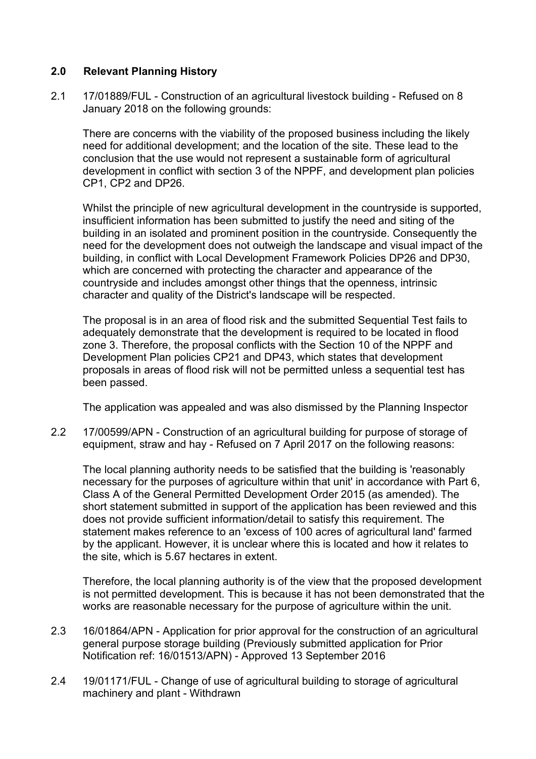## 2.0 Relevant Planning History

2.1 17/01889/FUL - Construction of an agricultural livestock building - Refused on 8 January 2018 on the following grounds:

There are concerns with the viability of the proposed business including the likely need for additional development; and the location of the site. These lead to the conclusion that the use would not represent a sustainable form of agricultural development in conflict with section 3 of the NPPF, and development plan policies CP1, CP2 and DP26.

Whilst the principle of new agricultural development in the countryside is supported, insufficient information has been submitted to justify the need and siting of the building in an isolated and prominent position in the countryside. Consequently the need for the development does not outweigh the landscape and visual impact of the building, in conflict with Local Development Framework Policies DP26 and DP30, which are concerned with protecting the character and appearance of the countryside and includes amongst other things that the openness, intrinsic character and quality of the District's landscape will be respected.

The proposal is in an area of flood risk and the submitted Sequential Test fails to adequately demonstrate that the development is required to be located in flood zone 3. Therefore, the proposal conflicts with the Section 10 of the NPPF and Development Plan policies CP21 and DP43, which states that development proposals in areas of flood risk will not be permitted unless a sequential test has been passed.

The application was appealed and was also dismissed by the Planning Inspector

2.2 17/00599/APN - Construction of an agricultural building for purpose of storage of equipment, straw and hay - Refused on 7 April 2017 on the following reasons:

The local planning authority needs to be satisfied that the building is 'reasonably necessary for the purposes of agriculture within that unit' in accordance with Part 6, Class A of the General Permitted Development Order 2015 (as amended). The short statement submitted in support of the application has been reviewed and this does not provide sufficient information/detail to satisfy this requirement. The statement makes reference to an 'excess of 100 acres of agricultural land' farmed by the applicant. However, it is unclear where this is located and how it relates to the site, which is 5.67 hectares in extent.

Therefore, the local planning authority is of the view that the proposed development is not permitted development. This is because it has not been demonstrated that the works are reasonable necessary for the purpose of agriculture within the unit.

2.3 16/01864/APN - Application for prior approval for the construction of an agricultural general purpose storage building (Previously submitted application for Prior Notification ref: 16/01513/APN) - Approved 13 September 2016

2.4 19/01171/FUL - Change of use of agricultural building to storage of agricultural machinery and plant - Withdrawn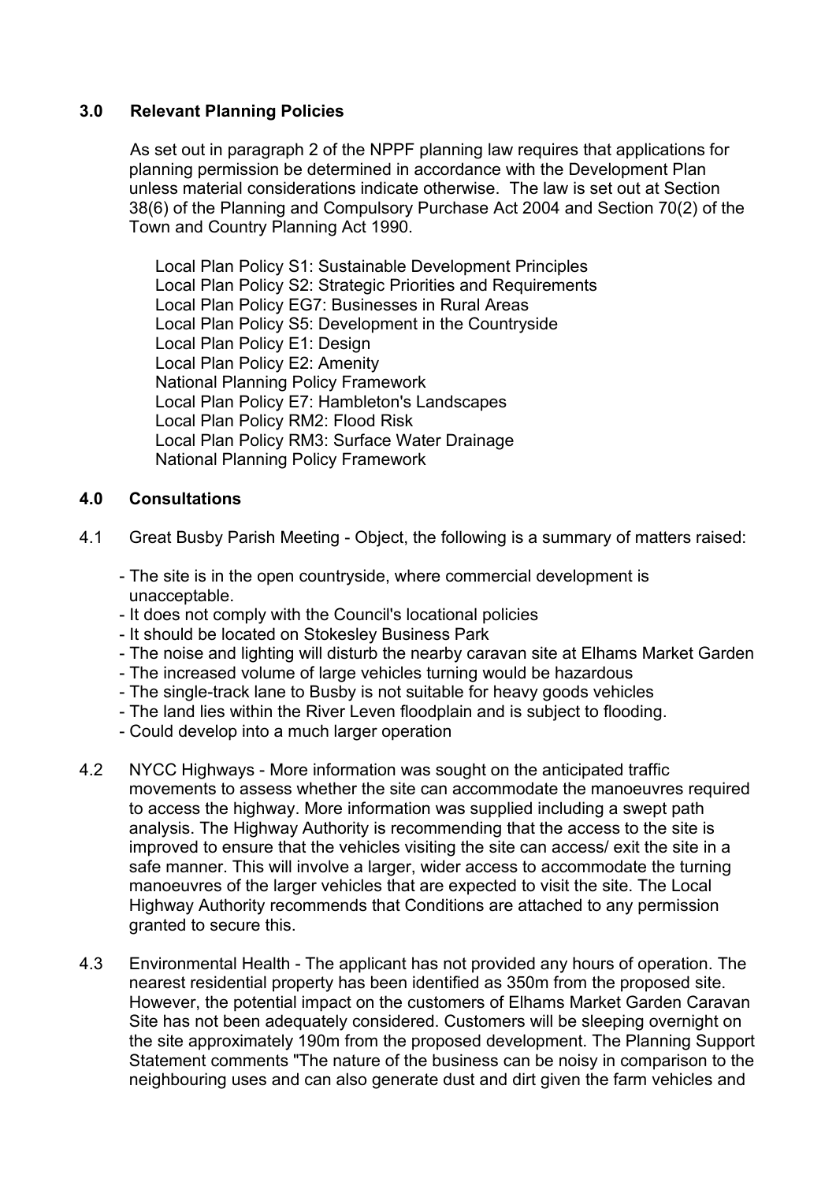## 3.0 Relevant Planning Policies

As set out in paragraph 2 of the NPPF planning law requires that applications for planning permission be determined in accordance with the Development Plan unless material considerations indicate otherwise. The law is set out at Section 38(6) of the Planning and Compulsory Purchase Act 2004 and Section 70(2) of the Town and Country Planning Act 1990.

Local Plan Policy S1: Sustainable Development Principles
Local Plan Policy S2: Strategic Priorities and Requirements
Local Plan Policy EG7: Businesses in Rural Areas
Local Plan Policy S5: Development in the Countryside
Local Plan Policy E1: Design
Local Plan Policy E2: Amenity
National Planning Policy Framework
Local Plan Policy E7: Hambleton's Landscapes
Local Plan Policy RM2: Flood Risk
Local Plan Policy RM3: Surface Water Drainage
National Planning Policy Framework

## 4.0 Consultations

4.1 Great Busby Parish Meeting - Object, the following is a summary of matters raised:

- The site is in the open countryside, where commercial development is unacceptable.
- It does not comply with the Council's locational policies
- It should be located on Stokesley Business Park
- The noise and lighting will disturb the nearby caravan site at Elhams Market Garden
- The increased volume of large vehicles turning would be hazardous
- The single-track lane to Busby is not suitable for heavy goods vehicles
- The land lies within the River Leven floodplain and is subject to flooding.
- Could develop into a much larger operation

4.2 NYCC Highways - More information was sought on the anticipated traffic movements to assess whether the site can accommodate the manoeuvres required to access the highway. More information was supplied including a swept path analysis. The Highway Authority is recommending that the access to the site is improved to ensure that the vehicles visiting the site can access/ exit the site in a safe manner. This will involve a larger, wider access to accommodate the turning manoeuvres of the larger vehicles that are expected to visit the site. The Local Highway Authority recommends that Conditions are attached to any permission granted to secure this.

4.3 Environmental Health - The applicant has not provided any hours of operation. The nearest residential property has been identified as 350m from the proposed site. However, the potential impact on the customers of Elhams Market Garden Caravan Site has not been adequately considered. Customers will be sleeping overnight on the site approximately 190m from the proposed development. The Planning Support Statement comments "The nature of the business can be noisy in comparison to the neighbouring uses and can also generate dust and dirt given the farm vehicles and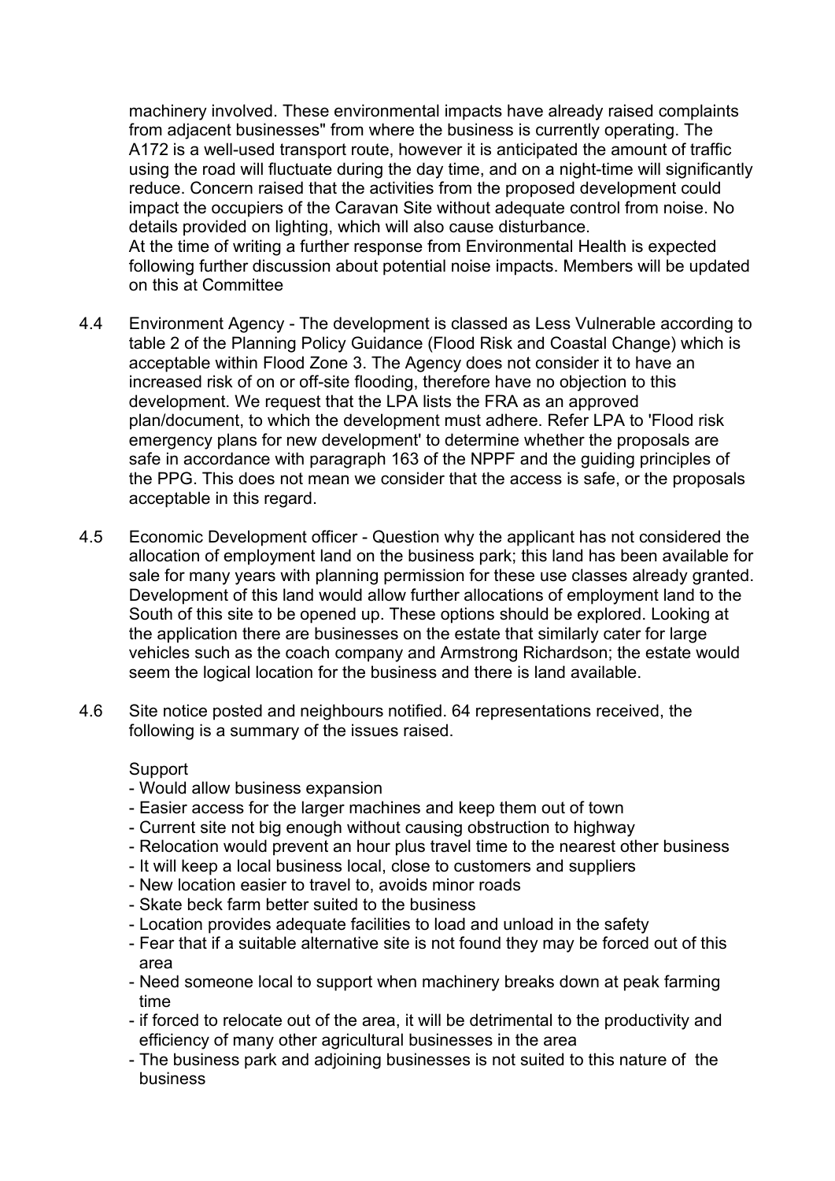machinery involved. These environmental impacts have already raised complaints from adjacent businesses" from where the business is currently operating. The A172 is a well-used transport route, however it is anticipated the amount of traffic using the road will fluctuate during the day time, and on a night-time will significantly reduce. Concern raised that the activities from the proposed development could impact the occupiers of the Caravan Site without adequate control from noise. No details provided on lighting, which will also cause disturbance.
At the time of writing a further response from Environmental Health is expected following further discussion about potential noise impacts. Members will be updated on this at Committee

4.4 Environment Agency - The development is classed as Less Vulnerable according to table 2 of the Planning Policy Guidance (Flood Risk and Coastal Change) which is acceptable within Flood Zone 3. The Agency does not consider it to have an increased risk of on or off-site flooding, therefore have no objection to this development. We request that the LPA lists the FRA as an approved plan/document, to which the development must adhere. Refer LPA to 'Flood risk emergency plans for new development' to determine whether the proposals are safe in accordance with paragraph 163 of the NPPF and the guiding principles of the PPG. This does not mean we consider that the access is safe, or the proposals acceptable in this regard.

4.5 Economic Development officer - Question why the applicant has not considered the allocation of employment land on the business park; this land has been available for sale for many years with planning permission for these use classes already granted. Development of this land would allow further allocations of employment land to the South of this site to be opened up. These options should be explored. Looking at the application there are businesses on the estate that similarly cater for large vehicles such as the coach company and Armstrong Richardson; the estate would seem the logical location for the business and there is land available.

4.6 Site notice posted and neighbours notified. 64 representations received, the following is a summary of the issues raised.

Support

- Would allow business expansion
- Easier access for the larger machines and keep them out of town
- Current site not big enough without causing obstruction to highway
- Relocation would prevent an hour plus travel time to the nearest other business
- It will keep a local business local, close to customers and suppliers
- New location easier to travel to, avoids minor roads
- Skate beck farm better suited to the business
- Location provides adequate facilities to load and unload in the safety
- Fear that if a suitable alternative site is not found they may be forced out of this area
- Need someone local to support when machinery breaks down at peak farming time
- if forced to relocate out of the area, it will be detrimental to the productivity and efficiency of many other agricultural businesses in the area
- The business park and adjoining businesses is not suited to this nature of the business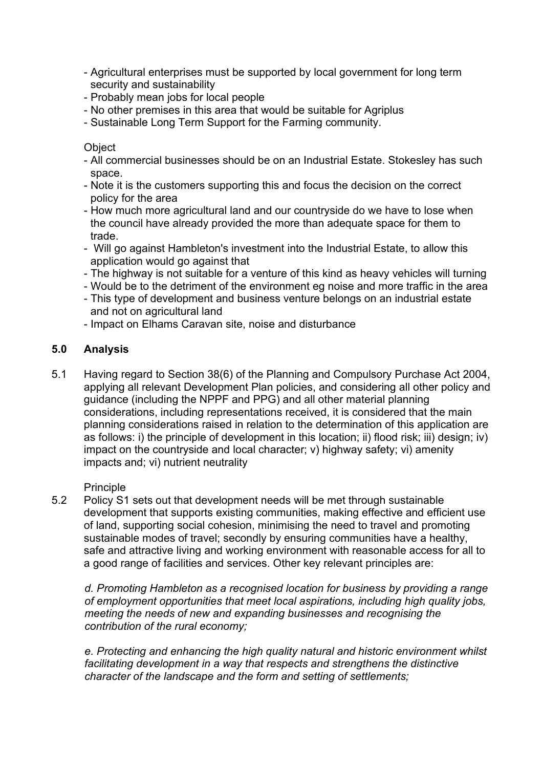- Agricultural enterprises must be supported by local government for long term security and sustainability
- Probably mean jobs for local people
- No other premises in this area that would be suitable for Agriplus
- Sustainable Long Term Support for the Farming community.

Object

- All commercial businesses should be on an Industrial Estate. Stokesley has such space.
- Note it is the customers supporting this and focus the decision on the correct policy for the area
- How much more agricultural land and our countryside do we have to lose when the council have already provided the more than adequate space for them to trade.
- Will go against Hambleton's investment into the Industrial Estate, to allow this application would go against that
- The highway is not suitable for a venture of this kind as heavy vehicles will turning
- Would be to the detriment of the environment eg noise and more traffic in the area
- This type of development and business venture belongs on an industrial estate and not on agricultural land
- Impact on Elhams Caravan site, noise and disturbance

## 5.0 Analysis

5.1 Having regard to Section 38(6) of the Planning and Compulsory Purchase Act 2004, applying all relevant Development Plan policies, and considering all other policy and guidance (including the NPPF and PPG) and all other material planning considerations, including representations received, it is considered that the main planning considerations raised in relation to the determination of this application are as follows: i) the principle of development in this location; ii) flood risk; iii) design; iv) impact on the countryside and local character; v) highway safety; vi) amenity impacts and; vi) nutrient neutrality

Principle

5.2 Policy S1 sets out that development needs will be met through sustainable development that supports existing communities, making effective and efficient use of land, supporting social cohesion, minimising the need to travel and promoting sustainable modes of travel; secondly by ensuring communities have a healthy, safe and attractive living and working environment with reasonable access for all to a good range of facilities and services. Other key relevant principles are:

*d. Promoting Hambleton as a recognised location for business by providing a range of employment opportunities that meet local aspirations, including high quality jobs, meeting the needs of new and expanding businesses and recognising the contribution of the rural economy;*

*e. Protecting and enhancing the high quality natural and historic environment whilst facilitating development in a way that respects and strengthens the distinctive character of the landscape and the form and setting of settlements;*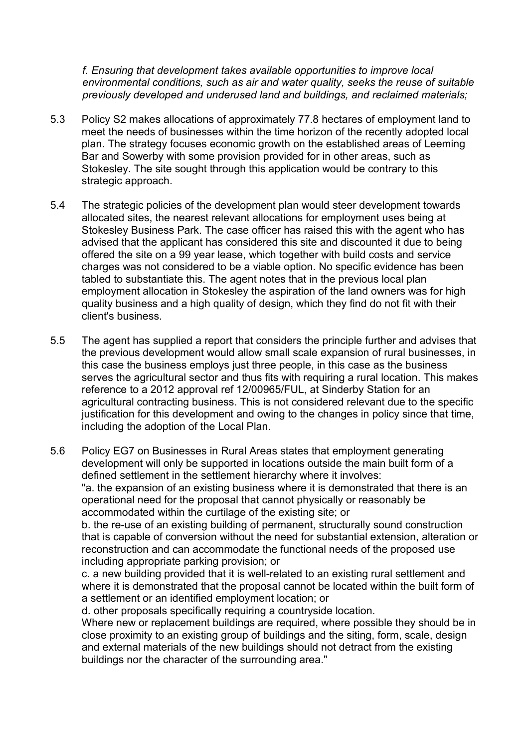*f. Ensuring that development takes available opportunities to improve local environmental conditions, such as air and water quality, seeks the reuse of suitable previously developed and underused land and buildings, and reclaimed materials;*

5.3 Policy S2 makes allocations of approximately 77.8 hectares of employment land to meet the needs of businesses within the time horizon of the recently adopted local plan. The strategy focuses economic growth on the established areas of Leeming Bar and Sowerby with some provision provided for in other areas, such as Stokesley. The site sought through this application would be contrary to this strategic approach.

5.4 The strategic policies of the development plan would steer development towards allocated sites, the nearest relevant allocations for employment uses being at Stokesley Business Park. The case officer has raised this with the agent who has advised that the applicant has considered this site and discounted it due to being offered the site on a 99 year lease, which together with build costs and service charges was not considered to be a viable option. No specific evidence has been tabled to substantiate this. The agent notes that in the previous local plan employment allocation in Stokesley the aspiration of the land owners was for high quality business and a high quality of design, which they find do not fit with their client's business.

5.5 The agent has supplied a report that considers the principle further and advises that the previous development would allow small scale expansion of rural businesses, in this case the business employs just three people, in this case as the business serves the agricultural sector and thus fits with requiring a rural location. This makes reference to a 2012 approval ref 12/00965/FUL, at Sinderby Station for an agricultural contracting business. This is not considered relevant due to the specific justification for this development and owing to the changes in policy since that time, including the adoption of the Local Plan.

5.6 Policy EG7 on Businesses in Rural Areas states that employment generating development will only be supported in locations outside the main built form of a defined settlement in the settlement hierarchy where it involves:
"a. the expansion of an existing business where it is demonstrated that there is an operational need for the proposal that cannot physically or reasonably be accommodated within the curtilage of the existing site; or
b. the re-use of an existing building of permanent, structurally sound construction that is capable of conversion without the need for substantial extension, alteration or reconstruction and can accommodate the functional needs of the proposed use including appropriate parking provision; or
c. a new building provided that it is well-related to an existing rural settlement and where it is demonstrated that the proposal cannot be located within the built form of a settlement or an identified employment location; or
d. other proposals specifically requiring a countryside location.
Where new or replacement buildings are required, where possible they should be in close proximity to an existing group of buildings and the siting, form, scale, design and external materials of the new buildings should not detract from the existing buildings nor the character of the surrounding area."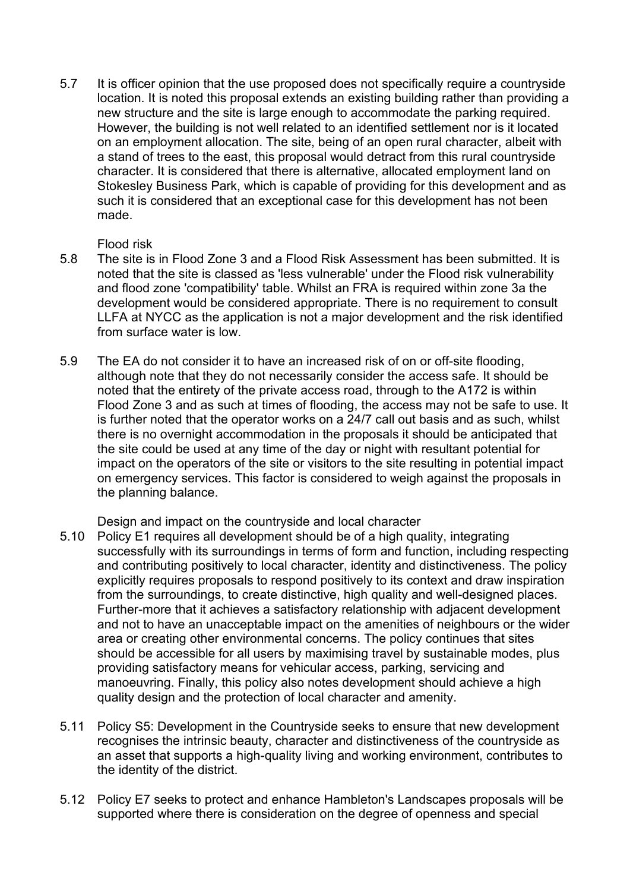5.7 It is officer opinion that the use proposed does not specifically require a countryside location. It is noted this proposal extends an existing building rather than providing a new structure and the site is large enough to accommodate the parking required. However, the building is not well related to an identified settlement nor is it located on an employment allocation. The site, being of an open rural character, albeit with a stand of trees to the east, this proposal would detract from this rural countryside character. It is considered that there is alternative, allocated employment land on Stokesley Business Park, which is capable of providing for this development and as such it is considered that an exceptional case for this development has not been made.

Flood risk

5.8 The site is in Flood Zone 3 and a Flood Risk Assessment has been submitted. It is noted that the site is classed as 'less vulnerable' under the Flood risk vulnerability and flood zone 'compatibility' table. Whilst an FRA is required within zone 3a the development would be considered appropriate. There is no requirement to consult LLFA at NYCC as the application is not a major development and the risk identified from surface water is low.

5.9 The EA do not consider it to have an increased risk of on or off-site flooding, although note that they do not necessarily consider the access safe. It should be noted that the entirety of the private access road, through to the A172 is within Flood Zone 3 and as such at times of flooding, the access may not be safe to use. It is further noted that the operator works on a 24/7 call out basis and as such, whilst there is no overnight accommodation in the proposals it should be anticipated that the site could be used at any time of the day or night with resultant potential for impact on the operators of the site or visitors to the site resulting in potential impact on emergency services. This factor is considered to weigh against the proposals in the planning balance.

Design and impact on the countryside and local character

5.10 Policy E1 requires all development should be of a high quality, integrating successfully with its surroundings in terms of form and function, including respecting and contributing positively to local character, identity and distinctiveness. The policy explicitly requires proposals to respond positively to its context and draw inspiration from the surroundings, to create distinctive, high quality and well-designed places. Further-more that it achieves a satisfactory relationship with adjacent development and not to have an unacceptable impact on the amenities of neighbours or the wider area or creating other environmental concerns. The policy continues that sites should be accessible for all users by maximising travel by sustainable modes, plus providing satisfactory means for vehicular access, parking, servicing and manoeuvring. Finally, this policy also notes development should achieve a high quality design and the protection of local character and amenity.

5.11 Policy S5: Development in the Countryside seeks to ensure that new development recognises the intrinsic beauty, character and distinctiveness of the countryside as an asset that supports a high-quality living and working environment, contributes to the identity of the district.

5.12 Policy E7 seeks to protect and enhance Hambleton's Landscapes proposals will be supported where there is consideration on the degree of openness and special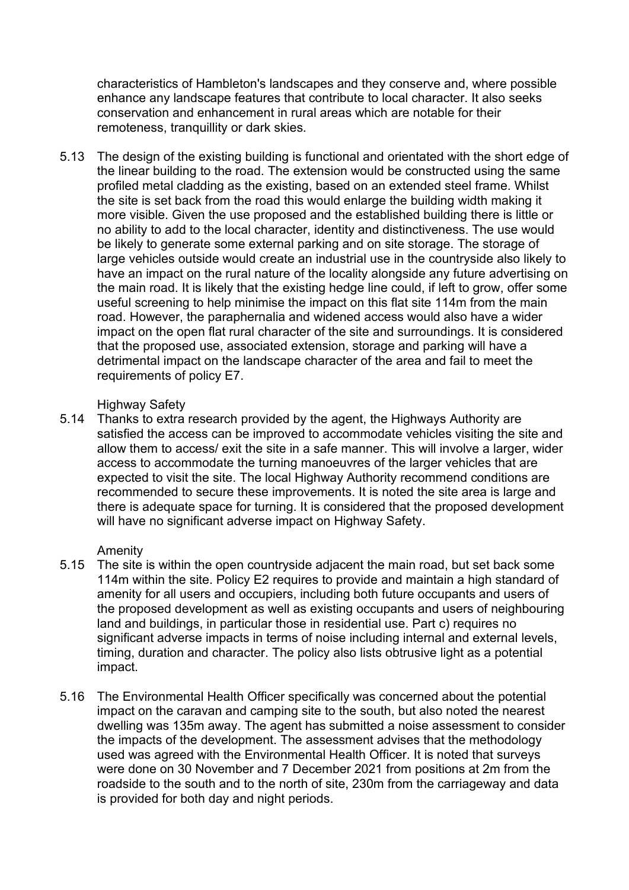characteristics of Hambleton's landscapes and they conserve and, where possible enhance any landscape features that contribute to local character. It also seeks conservation and enhancement in rural areas which are notable for their remoteness, tranquillity or dark skies.

5.13 The design of the existing building is functional and orientated with the short edge of the linear building to the road. The extension would be constructed using the same profiled metal cladding as the existing, based on an extended steel frame. Whilst the site is set back from the road this would enlarge the building width making it more visible. Given the use proposed and the established building there is little or no ability to add to the local character, identity and distinctiveness. The use would be likely to generate some external parking and on site storage. The storage of large vehicles outside would create an industrial use in the countryside also likely to have an impact on the rural nature of the locality alongside any future advertising on the main road. It is likely that the existing hedge line could, if left to grow, offer some useful screening to help minimise the impact on this flat site 114m from the main road. However, the paraphernalia and widened access would also have a wider impact on the open flat rural character of the site and surroundings. It is considered that the proposed use, associated extension, storage and parking will have a detrimental impact on the landscape character of the area and fail to meet the requirements of policy E7.

Highway Safety

5.14 Thanks to extra research provided by the agent, the Highways Authority are satisfied the access can be improved to accommodate vehicles visiting the site and allow them to access/ exit the site in a safe manner. This will involve a larger, wider access to accommodate the turning manoeuvres of the larger vehicles that are expected to visit the site. The local Highway Authority recommend conditions are recommended to secure these improvements. It is noted the site area is large and there is adequate space for turning. It is considered that the proposed development will have no significant adverse impact on Highway Safety.

Amenity

5.15 The site is within the open countryside adjacent the main road, but set back some 114m within the site. Policy E2 requires to provide and maintain a high standard of amenity for all users and occupiers, including both future occupants and users of the proposed development as well as existing occupants and users of neighbouring land and buildings, in particular those in residential use. Part c) requires no significant adverse impacts in terms of noise including internal and external levels, timing, duration and character. The policy also lists obtrusive light as a potential impact.

5.16 The Environmental Health Officer specifically was concerned about the potential impact on the caravan and camping site to the south, but also noted the nearest dwelling was 135m away. The agent has submitted a noise assessment to consider the impacts of the development. The assessment advises that the methodology used was agreed with the Environmental Health Officer. It is noted that surveys were done on 30 November and 7 December 2021 from positions at 2m from the roadside to the south and to the north of site, 230m from the carriageway and data is provided for both day and night periods.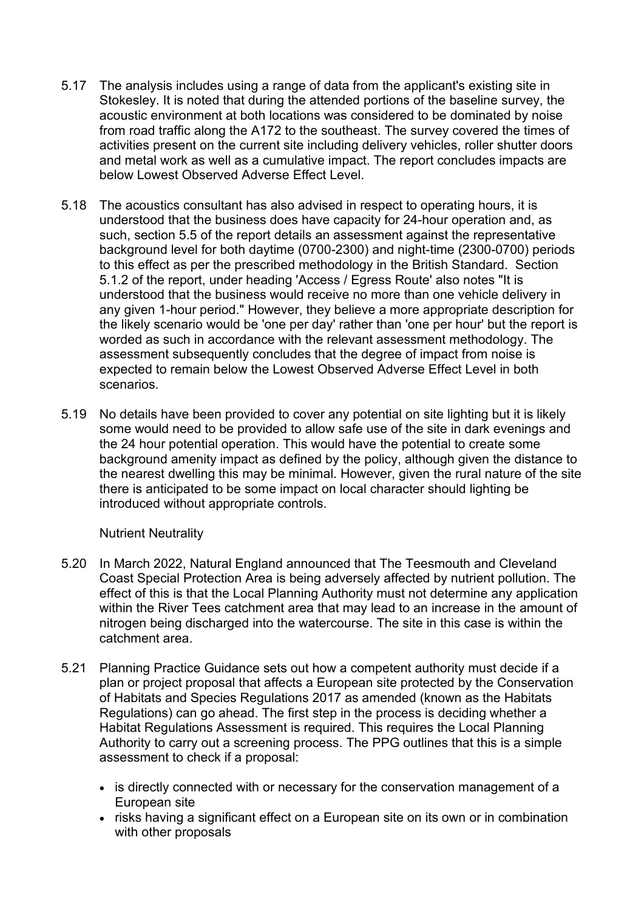5.17 The analysis includes using a range of data from the applicant's existing site in Stokesley. It is noted that during the attended portions of the baseline survey, the acoustic environment at both locations was considered to be dominated by noise from road traffic along the A172 to the southeast. The survey covered the times of activities present on the current site including delivery vehicles, roller shutter doors and metal work as well as a cumulative impact. The report concludes impacts are below Lowest Observed Adverse Effect Level.

5.18 The acoustics consultant has also advised in respect to operating hours, it is understood that the business does have capacity for 24-hour operation and, as such, section 5.5 of the report details an assessment against the representative background level for both daytime (0700-2300) and night-time (2300-0700) periods to this effect as per the prescribed methodology in the British Standard. Section 5.1.2 of the report, under heading 'Access / Egress Route' also notes "It is understood that the business would receive no more than one vehicle delivery in any given 1-hour period." However, they believe a more appropriate description for the likely scenario would be 'one per day' rather than 'one per hour' but the report is worded as such in accordance with the relevant assessment methodology. The assessment subsequently concludes that the degree of impact from noise is expected to remain below the Lowest Observed Adverse Effect Level in both scenarios.

5.19 No details have been provided to cover any potential on site lighting but it is likely some would need to be provided to allow safe use of the site in dark evenings and the 24 hour potential operation. This would have the potential to create some background amenity impact as defined by the policy, although given the distance to the nearest dwelling this may be minimal. However, given the rural nature of the site there is anticipated to be some impact on local character should lighting be introduced without appropriate controls.

Nutrient Neutrality

5.20 In March 2022, Natural England announced that The Teesmouth and Cleveland Coast Special Protection Area is being adversely affected by nutrient pollution. The effect of this is that the Local Planning Authority must not determine any application within the River Tees catchment area that may lead to an increase in the amount of nitrogen being discharged into the watercourse. The site in this case is within the catchment area.

5.21 Planning Practice Guidance sets out how a competent authority must decide if a plan or project proposal that affects a European site protected by the Conservation of Habitats and Species Regulations 2017 as amended (known as the Habitats Regulations) can go ahead. The first step in the process is deciding whether a Habitat Regulations Assessment is required. This requires the Local Planning Authority to carry out a screening process. The PPG outlines that this is a simple assessment to check if a proposal:

- is directly connected with or necessary for the conservation management of a European site
- risks having a significant effect on a European site on its own or in combination with other proposals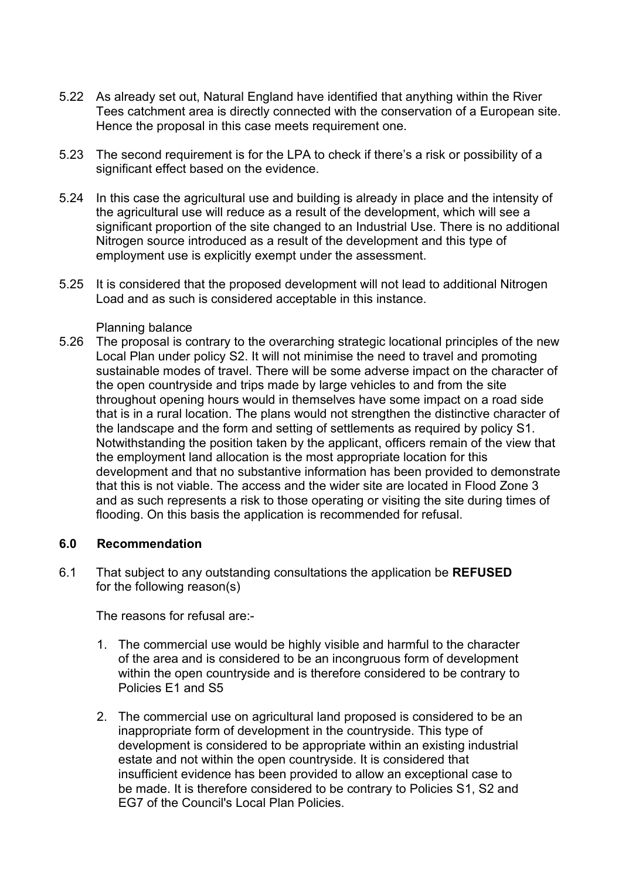5.22 As already set out, Natural England have identified that anything within the River Tees catchment area is directly connected with the conservation of a European site. Hence the proposal in this case meets requirement one.

5.23 The second requirement is for the LPA to check if there's a risk or possibility of a significant effect based on the evidence.

5.24 In this case the agricultural use and building is already in place and the intensity of the agricultural use will reduce as a result of the development, which will see a significant proportion of the site changed to an Industrial Use. There is no additional Nitrogen source introduced as a result of the development and this type of employment use is explicitly exempt under the assessment.

5.25 It is considered that the proposed development will not lead to additional Nitrogen Load and as such is considered acceptable in this instance.

Planning balance

5.26 The proposal is contrary to the overarching strategic locational principles of the new Local Plan under policy S2. It will not minimise the need to travel and promoting sustainable modes of travel. There will be some adverse impact on the character of the open countryside and trips made by large vehicles to and from the site throughout opening hours would in themselves have some impact on a road side that is in a rural location. The plans would not strengthen the distinctive character of the landscape and the form and setting of settlements as required by policy S1. Notwithstanding the position taken by the applicant, officers remain of the view that the employment land allocation is the most appropriate location for this development and that no substantive information has been provided to demonstrate that this is not viable. The access and the wider site are located in Flood Zone 3 and as such represents a risk to those operating or visiting the site during times of flooding. On this basis the application is recommended for refusal.

## 6.0 Recommendation

6.1 That subject to any outstanding consultations the application be **REFUSED** for the following reason(s)

The reasons for refusal are:-

1. The commercial use would be highly visible and harmful to the character of the area and is considered to be an incongruous form of development within the open countryside and is therefore considered to be contrary to Policies E1 and S5

2. The commercial use on agricultural land proposed is considered to be an inappropriate form of development in the countryside. This type of development is considered to be appropriate within an existing industrial estate and not within the open countryside. It is considered that insufficient evidence has been provided to allow an exceptional case to be made. It is therefore considered to be contrary to Policies S1, S2 and EG7 of the Council's Local Plan Policies.